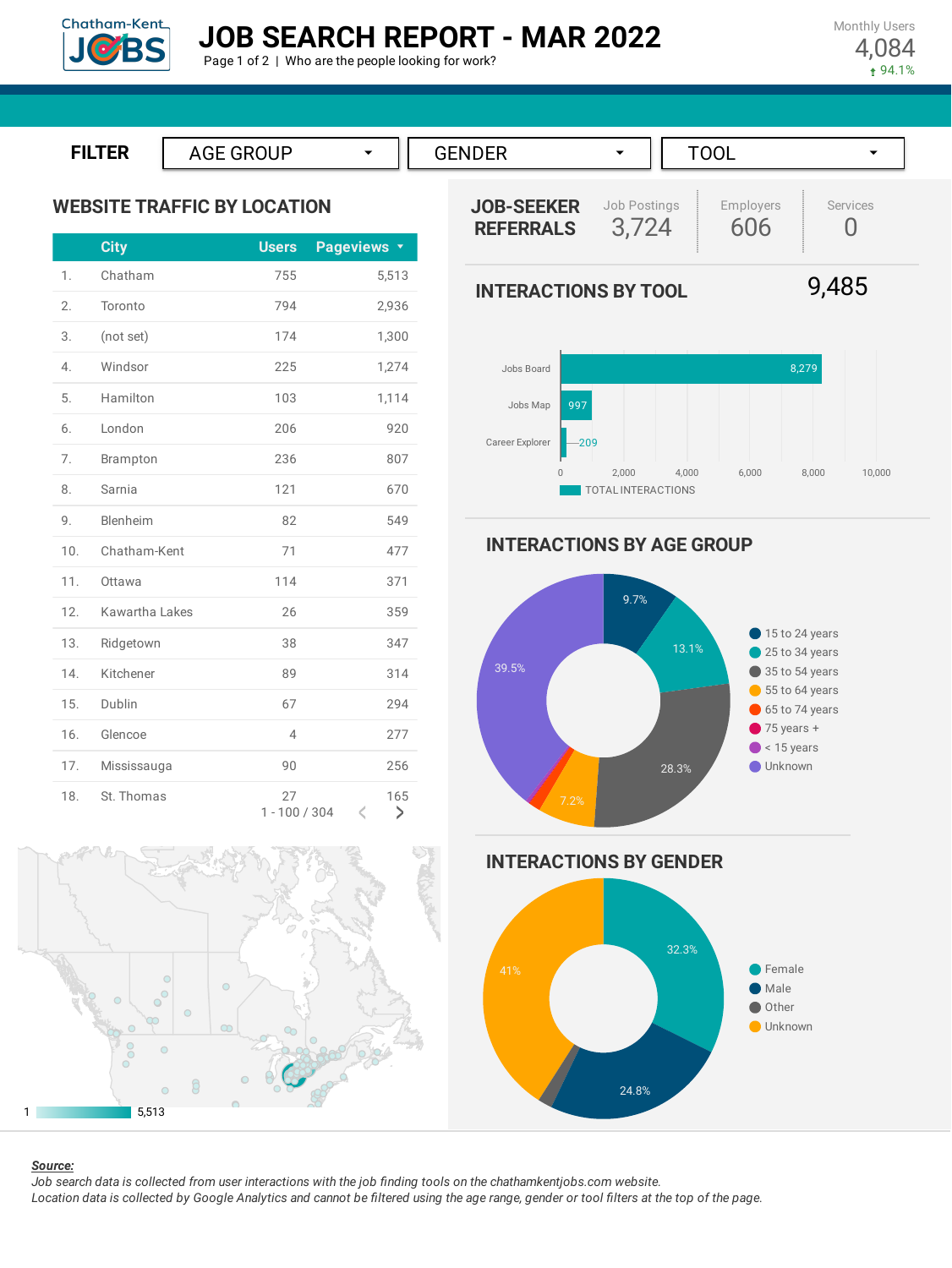# JOB SEARCH REPORT - MAR 2022

Page 1 of 2 | Who are the people looking for work?

Monthly Users
4,084
↑ 94.1%

**FILTER** AGE GROUP | GENDER | TOOL

## WEBSITE TRAFFIC BY LOCATION

| | City | Users | Pageviews |
|---|---|---|---|
| 1. | Chatham | 755 | 5,513 |
| 2. | Toronto | 794 | 2,936 |
| 3. | (not set) | 174 | 1,300 |
| 4. | Windsor | 225 | 1,274 |
| 5. | Hamilton | 103 | 1,114 |
| 6. | London | 206 | 920 |
| 7. | Brampton | 236 | 807 |
| 8. | Sarnia | 121 | 670 |
| 9. | Blenheim | 82 | 549 |
| 10. | Chatham-Kent | 71 | 477 |
| 11. | Ottawa | 114 | 371 |
| 12. | Kawartha Lakes | 26 | 359 |
| 13. | Ridgetown | 38 | 347 |
| 14. | Kitchener | 89 | 314 |
| 15. | Dublin | 67 | 294 |
| 16. | Glencoe | 4 | 277 |
| 17. | Mississauga | 90 | 256 |
| 18. | St. Thomas | 27 | 165 |

1 - 100 / 304

1 — 5,513

## JOB-SEEKER REFERRALS

| Job Postings | Employers | Services |
|---|---|---|
| 3,724 | 606 | 0 |

## INTERACTIONS BY TOOL

9,485

| Tool | Total Interactions |
|---|---|
| Jobs Board | 8,279 |
| Jobs Map | 997 |
| Career Explorer | 209 |

## INTERACTIONS BY AGE GROUP

| Age Group | Share |
|---|---|
| 15 to 24 years | 9.7% |
| 25 to 34 years | 13.1% |
| 35 to 54 years | 28.3% |
| 55 to 64 years | 7.2% |
| 65 to 74 years | |
| 75 years + | |
| < 15 years | |
| Unknown | 39.5% |

## INTERACTIONS BY GENDER

| Gender | Share |
|---|---|
| Female | 32.3% |
| Male | 24.8% |
| Other | |
| Unknown | 41% |

***Source:***
*Job search data is collected from user interactions with the job finding tools on the chathamkentjobs.com website.*
*Location data is collected by Google Analytics and cannot be filtered using the age range, gender or tool filters at the top of the page.*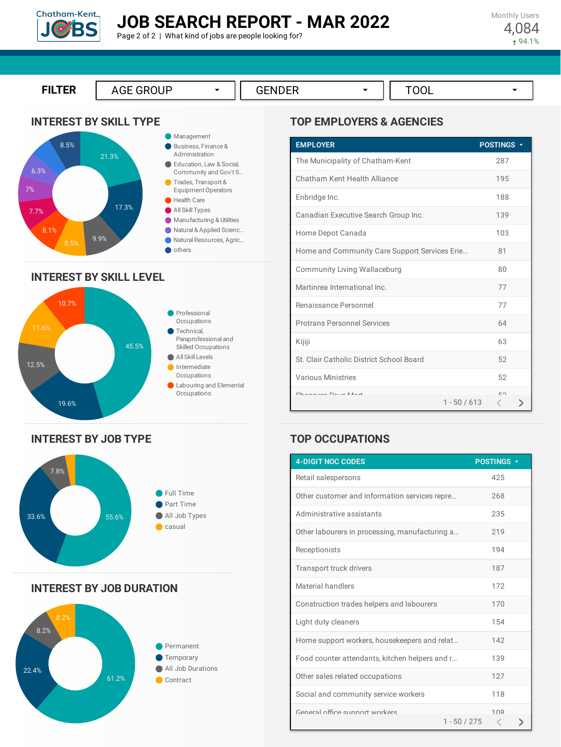# JOB SEARCH REPORT - MAR 2022

Page 2 of 2 | What kind of jobs are people looking for?

Monthly Users
4,084
↑ 94.1%

FILTER: AGE GROUP | GENDER | TOOL

## INTEREST BY SKILL TYPE

21.3%
17.3%
9.9%
8.5%
8.1%
7.7%
7%
6.3%
8.5%

Management
Business, Finance & Administration
Education, Law & Social, Community and Gov't S...
Trades, Transport & Equipment Operators
Health Care
All Skill Types
Manufacturing & Utilities
Natural & Applied Scienc...
Natural Resources, Agric...
others

## INTEREST BY SKILL LEVEL

45.5%
19.6%
12.5%
11.6%
10.7%

Professional Occupations
Technical, Paraprofessional and Skilled Occupations
All Skill Levels
Intermediate Occupations
Labouring and Elemental Occupations

## INTEREST BY JOB TYPE

55.6%
33.6%
7.8%

Full Time
Part Time
All Job Types
casual

## INTEREST BY JOB DURATION

61.2%
22.4%
8.2%
8.2%

Permanent
Temporary
All Job Durations
Contract

## TOP EMPLOYERS & AGENCIES

| EMPLOYER | POSTINGS |
|---|---|
| The Municipality of Chatham-Kent | 287 |
| Chatham Kent Health Alliance | 195 |
| Enbridge Inc. | 188 |
| Canadian Executive Search Group Inc. | 139 |
| Home Depot Canada | 103 |
| Home and Community Care Support Services Erie... | 81 |
| Community Living Wallaceburg | 80 |
| Martinrea International Inc. | 77 |
| Renaissance Personnel | 77 |
| Protrans Personnel Services | 64 |
| Kijiji | 63 |
| St. Clair Catholic District School Board | 52 |
| Various Ministries | 52 |
| Shoppers Drug Mart | 52 |

1 - 50 / 613

## TOP OCCUPATIONS

| 4-DIGIT NOC CODES | POSTINGS |
|---|---|
| Retail salespersons | 425 |
| Other customer and information services repre... | 268 |
| Administrative assistants | 235 |
| Other labourers in processing, manufacturing a... | 219 |
| Receptionists | 194 |
| Transport truck drivers | 187 |
| Material handlers | 172 |
| Construction trades helpers and labourers | 170 |
| Light duty cleaners | 154 |
| Home support workers, housekeepers and relat... | 142 |
| Food counter attendants, kitchen helpers and r... | 139 |
| Other sales related occupations | 127 |
| Social and community service workers | 118 |
| General office support workers | 108 |

1 - 50 / 275